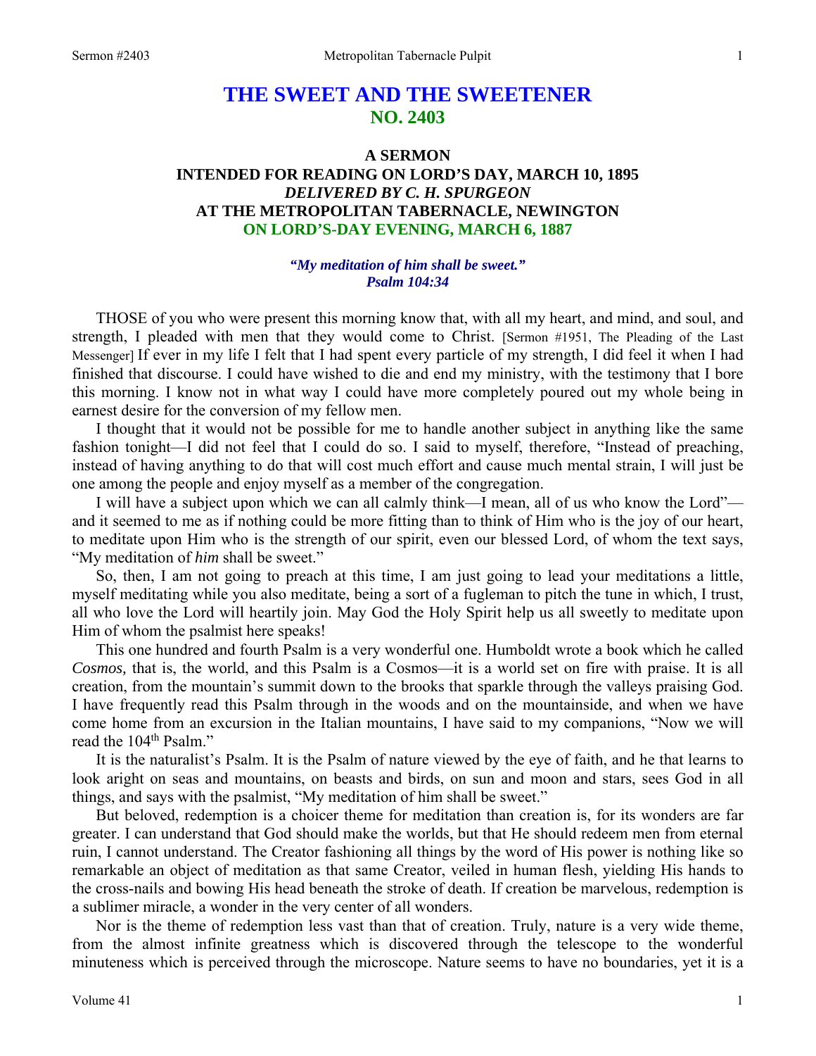# THE SWEET AND THE SWEETENER
## NO. 2403

### A SERMON
### INTENDED FOR READING ON LORD'S DAY, MARCH 10, 1895
### *DELIVERED BY C. H. SPURGEON*
### AT THE METROPOLITAN TABERNACLE, NEWINGTON
### ON LORD'S-DAY EVENING, MARCH 6, 1887

***"My meditation of him shall be sweet." Psalm 104:34***

THOSE of you who were present this morning know that, with all my heart, and mind, and soul, and strength, I pleaded with men that they would come to Christ. [Sermon #1951, The Pleading of the Last Messenger] If ever in my life I felt that I had spent every particle of my strength, I did feel it when I had finished that discourse. I could have wished to die and end my ministry, with the testimony that I bore this morning. I know not in what way I could have more completely poured out my whole being in earnest desire for the conversion of my fellow men.

I thought that it would not be possible for me to handle another subject in anything like the same fashion tonight—I did not feel that I could do so. I said to myself, therefore, "Instead of preaching, instead of having anything to do that will cost much effort and cause much mental strain, I will just be one among the people and enjoy myself as a member of the congregation.

I will have a subject upon which we can all calmly think—I mean, all of us who know the Lord"—and it seemed to me as if nothing could be more fitting than to think of Him who is the joy of our heart, to meditate upon Him who is the strength of our spirit, even our blessed Lord, of whom the text says, "My meditation of *him* shall be sweet."

So, then, I am not going to preach at this time, I am just going to lead your meditations a little, myself meditating while you also meditate, being a sort of a fugleman to pitch the tune in which, I trust, all who love the Lord will heartily join. May God the Holy Spirit help us all sweetly to meditate upon Him of whom the psalmist here speaks!

This one hundred and fourth Psalm is a very wonderful one. Humboldt wrote a book which he called *Cosmos,* that is, the world, and this Psalm is a Cosmos—it is a world set on fire with praise. It is all creation, from the mountain's summit down to the brooks that sparkle through the valleys praising God. I have frequently read this Psalm through in the woods and on the mountainside, and when we have come home from an excursion in the Italian mountains, I have said to my companions, "Now we will read the 104th Psalm."

It is the naturalist's Psalm. It is the Psalm of nature viewed by the eye of faith, and he that learns to look aright on seas and mountains, on beasts and birds, on sun and moon and stars, sees God in all things, and says with the psalmist, "My meditation of him shall be sweet."

But beloved, redemption is a choicer theme for meditation than creation is, for its wonders are far greater. I can understand that God should make the worlds, but that He should redeem men from eternal ruin, I cannot understand. The Creator fashioning all things by the word of His power is nothing like so remarkable an object of meditation as that same Creator, veiled in human flesh, yielding His hands to the cross-nails and bowing His head beneath the stroke of death. If creation be marvelous, redemption is a sublimer miracle, a wonder in the very center of all wonders.

Nor is the theme of redemption less vast than that of creation. Truly, nature is a very wide theme, from the almost infinite greatness which is discovered through the telescope to the wonderful minuteness which is perceived through the microscope. Nature seems to have no boundaries, yet it is a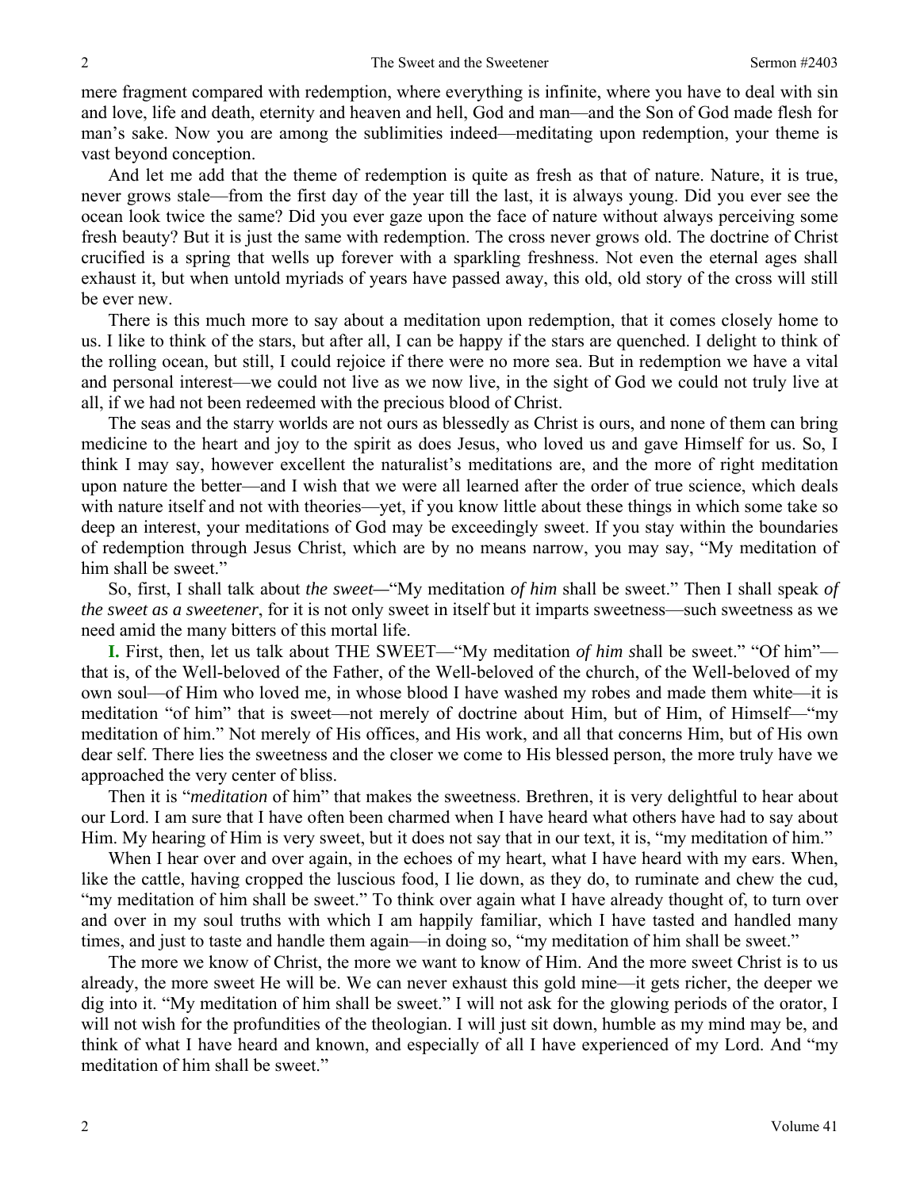mere fragment compared with redemption, where everything is infinite, where you have to deal with sin and love, life and death, eternity and heaven and hell, God and man—and the Son of God made flesh for man's sake. Now you are among the sublimities indeed—meditating upon redemption, your theme is vast beyond conception.

And let me add that the theme of redemption is quite as fresh as that of nature. Nature, it is true, never grows stale—from the first day of the year till the last, it is always young. Did you ever see the ocean look twice the same? Did you ever gaze upon the face of nature without always perceiving some fresh beauty? But it is just the same with redemption. The cross never grows old. The doctrine of Christ crucified is a spring that wells up forever with a sparkling freshness. Not even the eternal ages shall exhaust it, but when untold myriads of years have passed away, this old, old story of the cross will still be ever new.

There is this much more to say about a meditation upon redemption, that it comes closely home to us. I like to think of the stars, but after all, I can be happy if the stars are quenched. I delight to think of the rolling ocean, but still, I could rejoice if there were no more sea. But in redemption we have a vital and personal interest—we could not live as we now live, in the sight of God we could not truly live at all, if we had not been redeemed with the precious blood of Christ.

The seas and the starry worlds are not ours as blessedly as Christ is ours, and none of them can bring medicine to the heart and joy to the spirit as does Jesus, who loved us and gave Himself for us. So, I think I may say, however excellent the naturalist's meditations are, and the more of right meditation upon nature the better—and I wish that we were all learned after the order of true science, which deals with nature itself and not with theories—yet, if you know little about these things in which some take so deep an interest, your meditations of God may be exceedingly sweet. If you stay within the boundaries of redemption through Jesus Christ, which are by no means narrow, you may say, "My meditation of him shall be sweet."

So, first, I shall talk about *the sweet—*"My meditation *of him* shall be sweet." Then I shall speak *of the sweet as a sweetener*, for it is not only sweet in itself but it imparts sweetness—such sweetness as we need amid the many bitters of this mortal life.

**I.** First, then, let us talk about THE SWEET—"My meditation *of him s*hall be sweet." "Of him"—that is, of the Well-beloved of the Father, of the Well-beloved of the church, of the Well-beloved of my own soul—of Him who loved me, in whose blood I have washed my robes and made them white—it is meditation "of him" that is sweet—not merely of doctrine about Him, but of Him, of Himself—"my meditation of him." Not merely of His offices, and His work, and all that concerns Him, but of His own dear self. There lies the sweetness and the closer we come to His blessed person, the more truly have we approached the very center of bliss.

Then it is "*meditation* of him" that makes the sweetness. Brethren, it is very delightful to hear about our Lord. I am sure that I have often been charmed when I have heard what others have had to say about Him. My hearing of Him is very sweet, but it does not say that in our text, it is, "my meditation of him."

When I hear over and over again, in the echoes of my heart, what I have heard with my ears. When, like the cattle, having cropped the luscious food, I lie down, as they do, to ruminate and chew the cud, "my meditation of him shall be sweet." To think over again what I have already thought of, to turn over and over in my soul truths with which I am happily familiar, which I have tasted and handled many times, and just to taste and handle them again—in doing so, "my meditation of him shall be sweet."

The more we know of Christ, the more we want to know of Him. And the more sweet Christ is to us already, the more sweet He will be. We can never exhaust this gold mine—it gets richer, the deeper we dig into it. "My meditation of him shall be sweet." I will not ask for the glowing periods of the orator, I will not wish for the profundities of the theologian. I will just sit down, humble as my mind may be, and think of what I have heard and known, and especially of all I have experienced of my Lord. And "my meditation of him shall be sweet."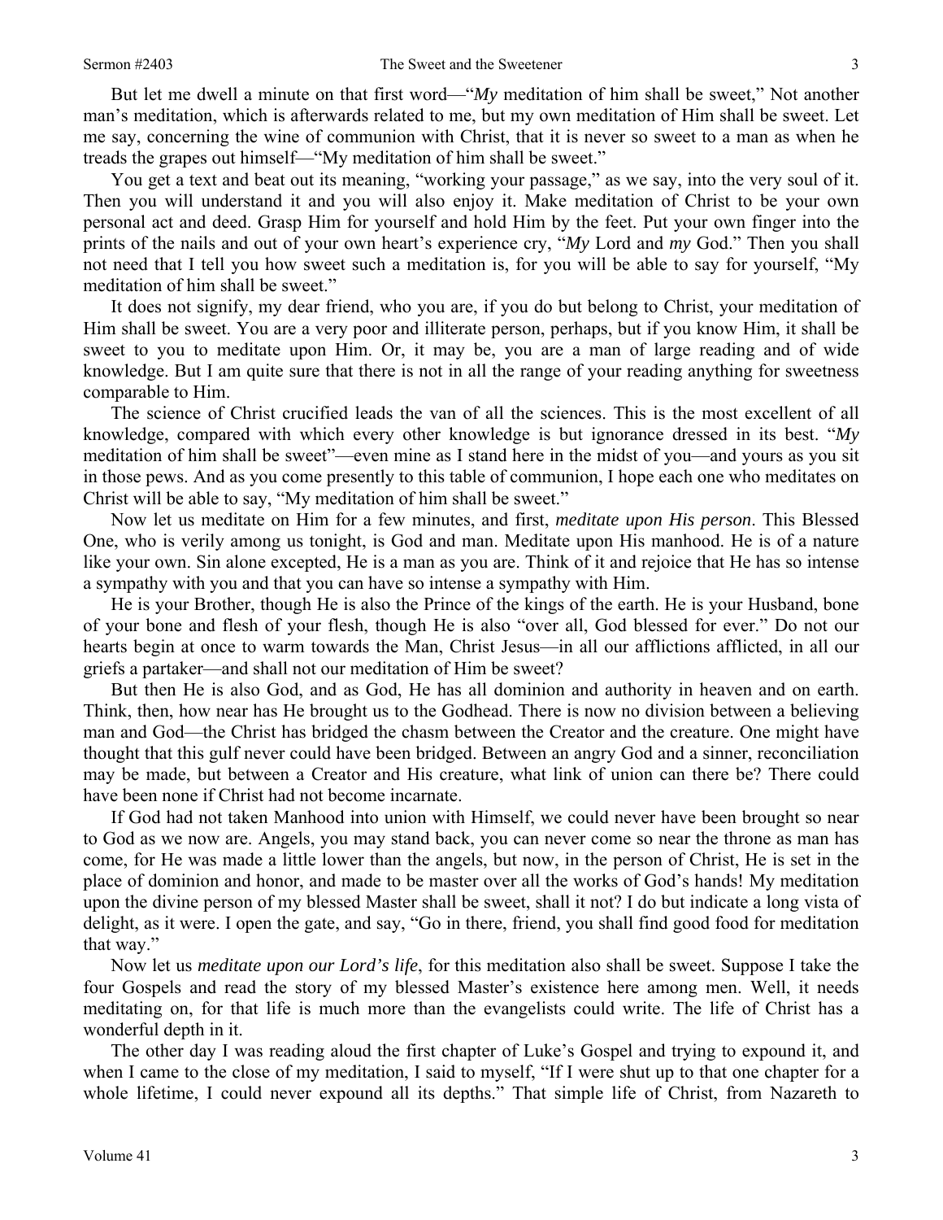But let me dwell a minute on that first word—"*My* meditation of him shall be sweet," Not another man's meditation, which is afterwards related to me, but my own meditation of Him shall be sweet. Let me say, concerning the wine of communion with Christ, that it is never so sweet to a man as when he treads the grapes out himself—"My meditation of him shall be sweet."

You get a text and beat out its meaning, "working your passage," as we say, into the very soul of it. Then you will understand it and you will also enjoy it. Make meditation of Christ to be your own personal act and deed. Grasp Him for yourself and hold Him by the feet. Put your own finger into the prints of the nails and out of your own heart's experience cry, "*My* Lord and *my* God." Then you shall not need that I tell you how sweet such a meditation is, for you will be able to say for yourself, "My meditation of him shall be sweet."

It does not signify, my dear friend, who you are, if you do but belong to Christ, your meditation of Him shall be sweet. You are a very poor and illiterate person, perhaps, but if you know Him, it shall be sweet to you to meditate upon Him. Or, it may be, you are a man of large reading and of wide knowledge. But I am quite sure that there is not in all the range of your reading anything for sweetness comparable to Him.

The science of Christ crucified leads the van of all the sciences. This is the most excellent of all knowledge, compared with which every other knowledge is but ignorance dressed in its best. "*My* meditation of him shall be sweet"—even mine as I stand here in the midst of you—and yours as you sit in those pews. And as you come presently to this table of communion, I hope each one who meditates on Christ will be able to say, "My meditation of him shall be sweet."

Now let us meditate on Him for a few minutes, and first, *meditate upon His person*. This Blessed One, who is verily among us tonight, is God and man. Meditate upon His manhood. He is of a nature like your own. Sin alone excepted, He is a man as you are. Think of it and rejoice that He has so intense a sympathy with you and that you can have so intense a sympathy with Him.

He is your Brother, though He is also the Prince of the kings of the earth. He is your Husband, bone of your bone and flesh of your flesh, though He is also "over all, God blessed for ever." Do not our hearts begin at once to warm towards the Man, Christ Jesus—in all our afflictions afflicted, in all our griefs a partaker—and shall not our meditation of Him be sweet?

But then He is also God, and as God, He has all dominion and authority in heaven and on earth. Think, then, how near has He brought us to the Godhead. There is now no division between a believing man and God—the Christ has bridged the chasm between the Creator and the creature. One might have thought that this gulf never could have been bridged. Between an angry God and a sinner, reconciliation may be made, but between a Creator and His creature, what link of union can there be? There could have been none if Christ had not become incarnate.

If God had not taken Manhood into union with Himself, we could never have been brought so near to God as we now are. Angels, you may stand back, you can never come so near the throne as man has come, for He was made a little lower than the angels, but now, in the person of Christ, He is set in the place of dominion and honor, and made to be master over all the works of God's hands! My meditation upon the divine person of my blessed Master shall be sweet, shall it not? I do but indicate a long vista of delight, as it were. I open the gate, and say, "Go in there, friend, you shall find good food for meditation that way."

Now let us *meditate upon our Lord's life*, for this meditation also shall be sweet. Suppose I take the four Gospels and read the story of my blessed Master's existence here among men. Well, it needs meditating on, for that life is much more than the evangelists could write. The life of Christ has a wonderful depth in it.

The other day I was reading aloud the first chapter of Luke's Gospel and trying to expound it, and when I came to the close of my meditation, I said to myself, "If I were shut up to that one chapter for a whole lifetime, I could never expound all its depths." That simple life of Christ, from Nazareth to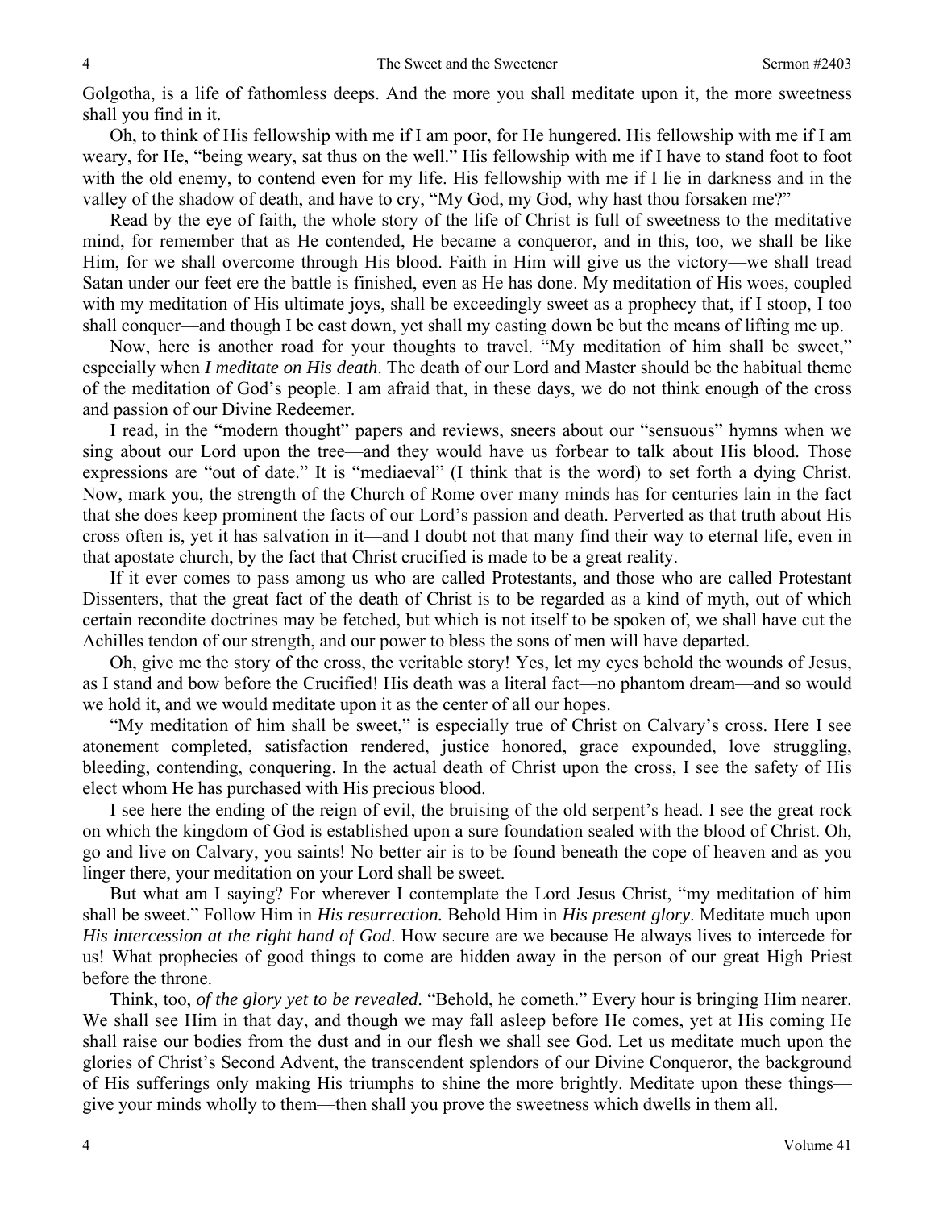Golgotha, is a life of fathomless deeps. And the more you shall meditate upon it, the more sweetness shall you find in it.

Oh, to think of His fellowship with me if I am poor, for He hungered. His fellowship with me if I am weary, for He, "being weary, sat thus on the well." His fellowship with me if I have to stand foot to foot with the old enemy, to contend even for my life. His fellowship with me if I lie in darkness and in the valley of the shadow of death, and have to cry, "My God, my God, why hast thou forsaken me?"

Read by the eye of faith, the whole story of the life of Christ is full of sweetness to the meditative mind, for remember that as He contended, He became a conqueror, and in this, too, we shall be like Him, for we shall overcome through His blood. Faith in Him will give us the victory—we shall tread Satan under our feet ere the battle is finished, even as He has done. My meditation of His woes, coupled with my meditation of His ultimate joys, shall be exceedingly sweet as a prophecy that, if I stoop, I too shall conquer—and though I be cast down, yet shall my casting down be but the means of lifting me up.

Now, here is another road for your thoughts to travel. "My meditation of him shall be sweet," especially when *I meditate on His death*. The death of our Lord and Master should be the habitual theme of the meditation of God's people. I am afraid that, in these days, we do not think enough of the cross and passion of our Divine Redeemer.

I read, in the "modern thought" papers and reviews, sneers about our "sensuous" hymns when we sing about our Lord upon the tree—and they would have us forbear to talk about His blood. Those expressions are "out of date." It is "mediaeval" (I think that is the word) to set forth a dying Christ. Now, mark you, the strength of the Church of Rome over many minds has for centuries lain in the fact that she does keep prominent the facts of our Lord's passion and death. Perverted as that truth about His cross often is, yet it has salvation in it—and I doubt not that many find their way to eternal life, even in that apostate church, by the fact that Christ crucified is made to be a great reality.

If it ever comes to pass among us who are called Protestants, and those who are called Protestant Dissenters, that the great fact of the death of Christ is to be regarded as a kind of myth, out of which certain recondite doctrines may be fetched, but which is not itself to be spoken of, we shall have cut the Achilles tendon of our strength, and our power to bless the sons of men will have departed.

Oh, give me the story of the cross, the veritable story! Yes, let my eyes behold the wounds of Jesus, as I stand and bow before the Crucified! His death was a literal fact—no phantom dream—and so would we hold it, and we would meditate upon it as the center of all our hopes.

"My meditation of him shall be sweet," is especially true of Christ on Calvary's cross. Here I see atonement completed, satisfaction rendered, justice honored, grace expounded, love struggling, bleeding, contending, conquering. In the actual death of Christ upon the cross, I see the safety of His elect whom He has purchased with His precious blood.

I see here the ending of the reign of evil, the bruising of the old serpent's head. I see the great rock on which the kingdom of God is established upon a sure foundation sealed with the blood of Christ. Oh, go and live on Calvary, you saints! No better air is to be found beneath the cope of heaven and as you linger there, your meditation on your Lord shall be sweet.

But what am I saying? For wherever I contemplate the Lord Jesus Christ, "my meditation of him shall be sweet." Follow Him in *His resurrection.* Behold Him in *His present glory*. Meditate much upon *His intercession at the right hand of God*. How secure are we because He always lives to intercede for us! What prophecies of good things to come are hidden away in the person of our great High Priest before the throne.

Think, too, *of the glory yet to be revealed*. "Behold, he cometh." Every hour is bringing Him nearer. We shall see Him in that day, and though we may fall asleep before He comes, yet at His coming He shall raise our bodies from the dust and in our flesh we shall see God. Let us meditate much upon the glories of Christ's Second Advent, the transcendent splendors of our Divine Conqueror, the background of His sufferings only making His triumphs to shine the more brightly. Meditate upon these things—give your minds wholly to them—then shall you prove the sweetness which dwells in them all.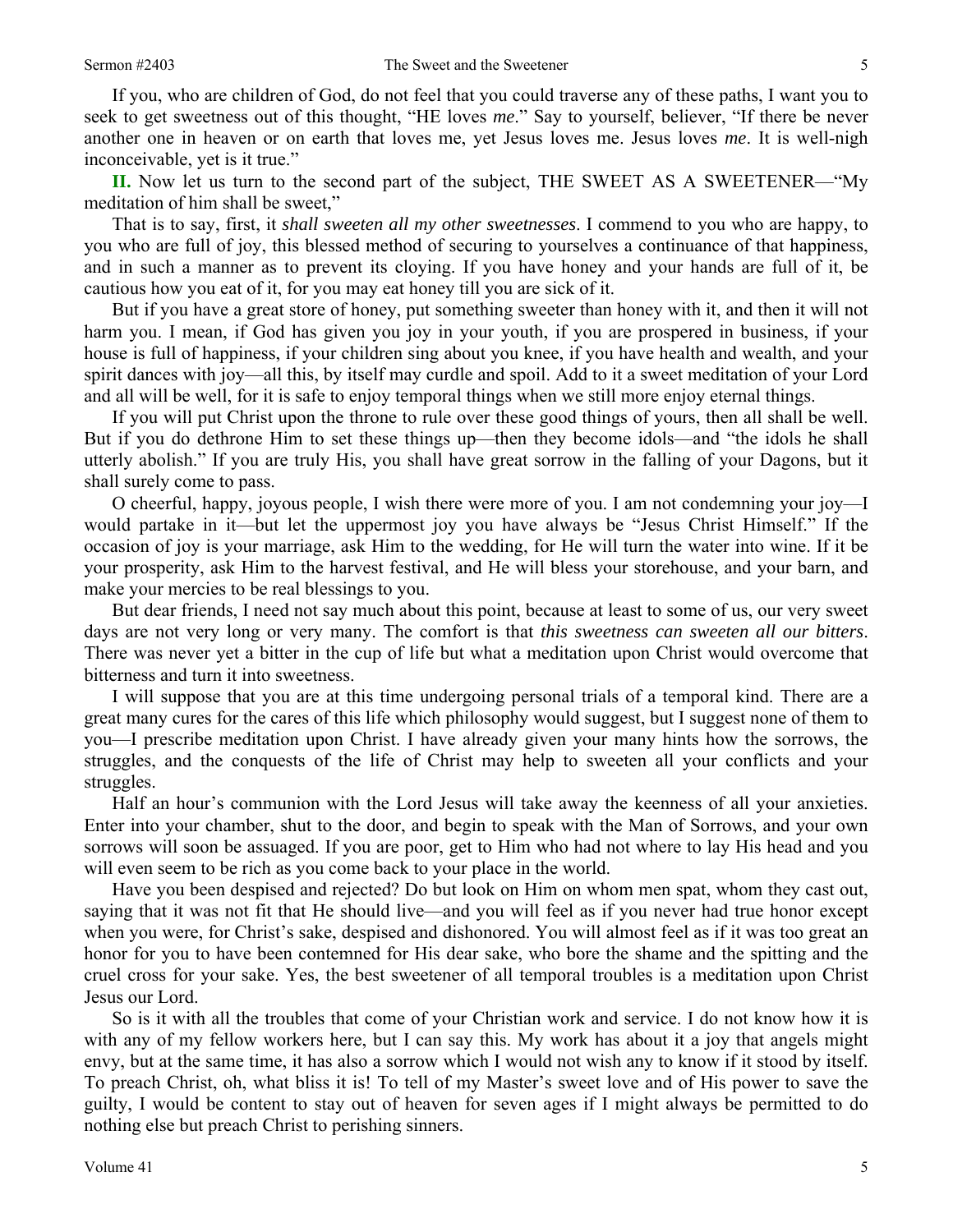If you, who are children of God, do not feel that you could traverse any of these paths, I want you to seek to get sweetness out of this thought, "HE loves *me*." Say to yourself, believer, "If there be never another one in heaven or on earth that loves me, yet Jesus loves me. Jesus loves *me*. It is well-nigh inconceivable, yet is it true."

**II.** Now let us turn to the second part of the subject, THE SWEET AS A SWEETENER—"My meditation of him shall be sweet,"

That is to say, first, it *shall sweeten all my other sweetnesses*. I commend to you who are happy, to you who are full of joy, this blessed method of securing to yourselves a continuance of that happiness, and in such a manner as to prevent its cloying. If you have honey and your hands are full of it, be cautious how you eat of it, for you may eat honey till you are sick of it.

But if you have a great store of honey, put something sweeter than honey with it, and then it will not harm you. I mean, if God has given you joy in your youth, if you are prospered in business, if your house is full of happiness, if your children sing about you knee, if you have health and wealth, and your spirit dances with joy—all this, by itself may curdle and spoil. Add to it a sweet meditation of your Lord and all will be well, for it is safe to enjoy temporal things when we still more enjoy eternal things.

If you will put Christ upon the throne to rule over these good things of yours, then all shall be well. But if you do dethrone Him to set these things up—then they become idols—and "the idols he shall utterly abolish." If you are truly His, you shall have great sorrow in the falling of your Dagons, but it shall surely come to pass.

O cheerful, happy, joyous people, I wish there were more of you. I am not condemning your joy—I would partake in it—but let the uppermost joy you have always be "Jesus Christ Himself." If the occasion of joy is your marriage, ask Him to the wedding, for He will turn the water into wine. If it be your prosperity, ask Him to the harvest festival, and He will bless your storehouse, and your barn, and make your mercies to be real blessings to you.

But dear friends, I need not say much about this point, because at least to some of us, our very sweet days are not very long or very many. The comfort is that *this sweetness can sweeten all our bitters*. There was never yet a bitter in the cup of life but what a meditation upon Christ would overcome that bitterness and turn it into sweetness.

I will suppose that you are at this time undergoing personal trials of a temporal kind. There are a great many cures for the cares of this life which philosophy would suggest, but I suggest none of them to you—I prescribe meditation upon Christ. I have already given your many hints how the sorrows, the struggles, and the conquests of the life of Christ may help to sweeten all your conflicts and your struggles.

Half an hour's communion with the Lord Jesus will take away the keenness of all your anxieties. Enter into your chamber, shut to the door, and begin to speak with the Man of Sorrows, and your own sorrows will soon be assuaged. If you are poor, get to Him who had not where to lay His head and you will even seem to be rich as you come back to your place in the world.

Have you been despised and rejected? Do but look on Him on whom men spat, whom they cast out, saying that it was not fit that He should live—and you will feel as if you never had true honor except when you were, for Christ's sake, despised and dishonored. You will almost feel as if it was too great an honor for you to have been contemned for His dear sake, who bore the shame and the spitting and the cruel cross for your sake. Yes, the best sweetener of all temporal troubles is a meditation upon Christ Jesus our Lord.

So is it with all the troubles that come of your Christian work and service. I do not know how it is with any of my fellow workers here, but I can say this. My work has about it a joy that angels might envy, but at the same time, it has also a sorrow which I would not wish any to know if it stood by itself. To preach Christ, oh, what bliss it is! To tell of my Master's sweet love and of His power to save the guilty, I would be content to stay out of heaven for seven ages if I might always be permitted to do nothing else but preach Christ to perishing sinners.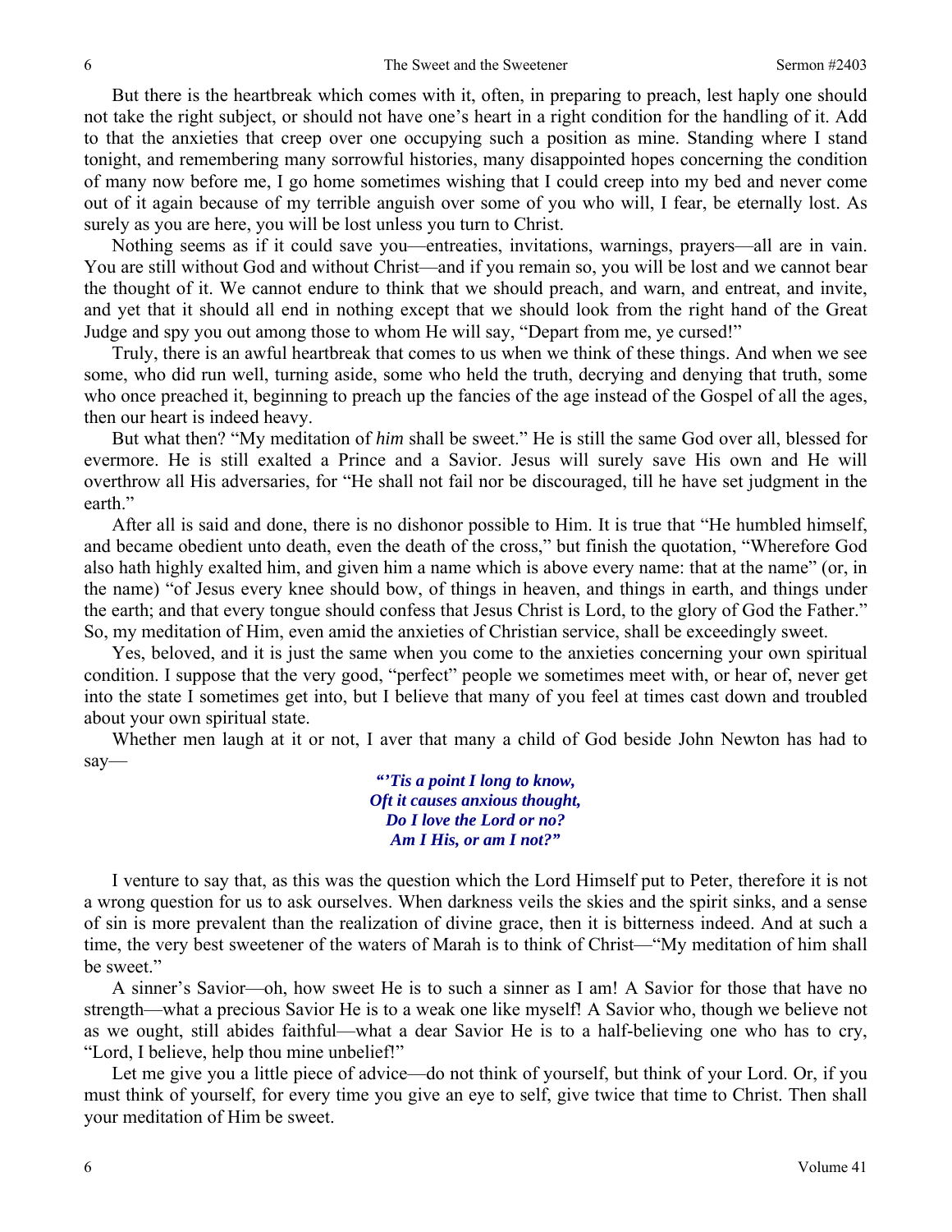But there is the heartbreak which comes with it, often, in preparing to preach, lest haply one should not take the right subject, or should not have one's heart in a right condition for the handling of it. Add to that the anxieties that creep over one occupying such a position as mine. Standing where I stand tonight, and remembering many sorrowful histories, many disappointed hopes concerning the condition of many now before me, I go home sometimes wishing that I could creep into my bed and never come out of it again because of my terrible anguish over some of you who will, I fear, be eternally lost. As surely as you are here, you will be lost unless you turn to Christ.

Nothing seems as if it could save you—entreaties, invitations, warnings, prayers—all are in vain. You are still without God and without Christ—and if you remain so, you will be lost and we cannot bear the thought of it. We cannot endure to think that we should preach, and warn, and entreat, and invite, and yet that it should all end in nothing except that we should look from the right hand of the Great Judge and spy you out among those to whom He will say, "Depart from me, ye cursed!"

Truly, there is an awful heartbreak that comes to us when we think of these things. And when we see some, who did run well, turning aside, some who held the truth, decrying and denying that truth, some who once preached it, beginning to preach up the fancies of the age instead of the Gospel of all the ages, then our heart is indeed heavy.

But what then? "My meditation of *him* shall be sweet." He is still the same God over all, blessed for evermore. He is still exalted a Prince and a Savior. Jesus will surely save His own and He will overthrow all His adversaries, for "He shall not fail nor be discouraged, till he have set judgment in the earth."

After all is said and done, there is no dishonor possible to Him. It is true that "He humbled himself, and became obedient unto death, even the death of the cross," but finish the quotation, "Wherefore God also hath highly exalted him, and given him a name which is above every name: that at the name" (or, in the name) "of Jesus every knee should bow, of things in heaven, and things in earth, and things under the earth; and that every tongue should confess that Jesus Christ is Lord, to the glory of God the Father." So, my meditation of Him, even amid the anxieties of Christian service, shall be exceedingly sweet.

Yes, beloved, and it is just the same when you come to the anxieties concerning your own spiritual condition. I suppose that the very good, "perfect" people we sometimes meet with, or hear of, never get into the state I sometimes get into, but I believe that many of you feel at times cast down and troubled about your own spiritual state.

Whether men laugh at it or not, I aver that many a child of God beside John Newton has had to say—

*"'Tis a point I long to know,*
*Oft it causes anxious thought,*
*Do I love the Lord or no?*
*Am I His, or am I not?"*

I venture to say that, as this was the question which the Lord Himself put to Peter, therefore it is not a wrong question for us to ask ourselves. When darkness veils the skies and the spirit sinks, and a sense of sin is more prevalent than the realization of divine grace, then it is bitterness indeed. And at such a time, the very best sweetener of the waters of Marah is to think of Christ—"My meditation of him shall be sweet."

A sinner's Savior—oh, how sweet He is to such a sinner as I am! A Savior for those that have no strength—what a precious Savior He is to a weak one like myself! A Savior who, though we believe not as we ought, still abides faithful—what a dear Savior He is to a half-believing one who has to cry, "Lord, I believe, help thou mine unbelief!"

Let me give you a little piece of advice—do not think of yourself, but think of your Lord. Or, if you must think of yourself, for every time you give an eye to self, give twice that time to Christ. Then shall your meditation of Him be sweet.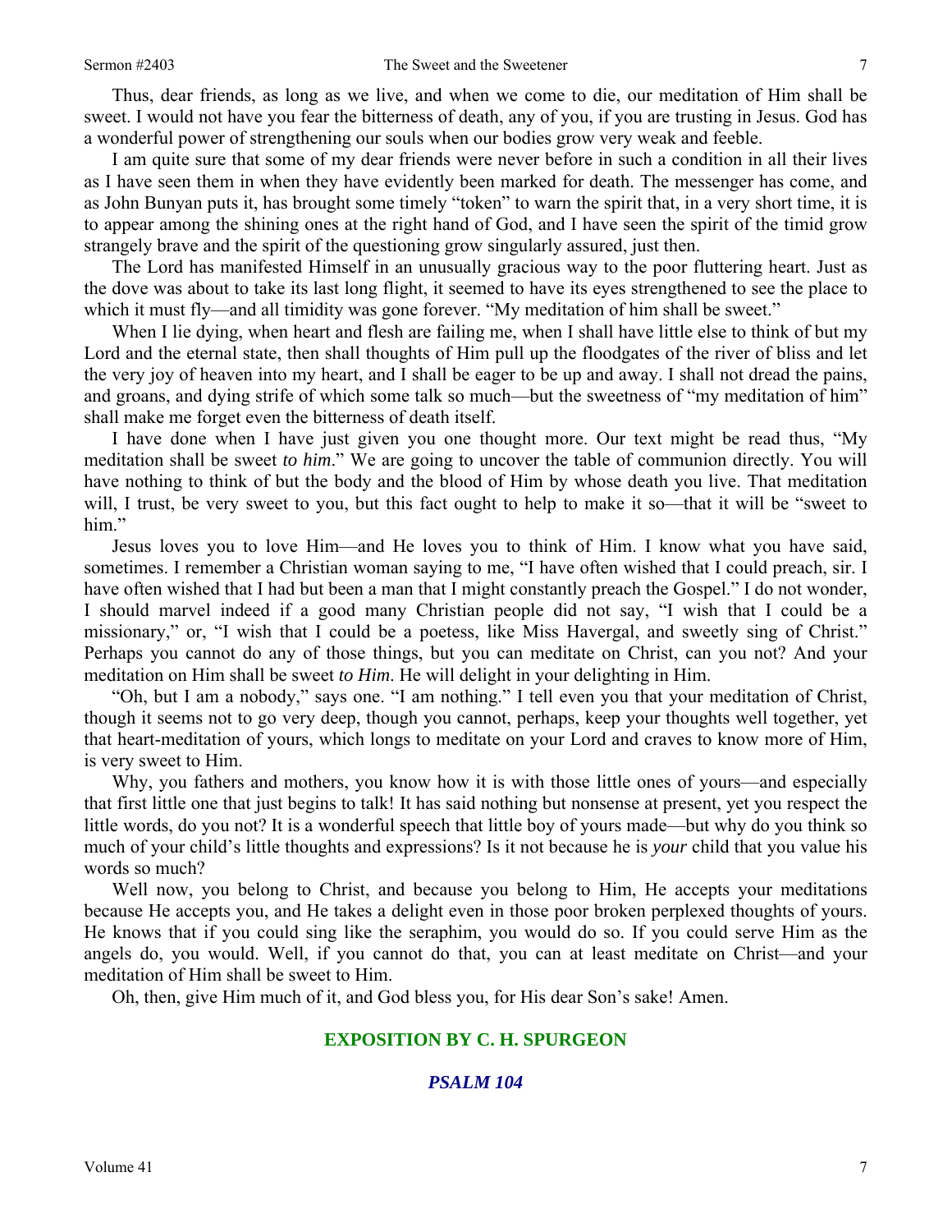Thus, dear friends, as long as we live, and when we come to die, our meditation of Him shall be sweet. I would not have you fear the bitterness of death, any of you, if you are trusting in Jesus. God has a wonderful power of strengthening our souls when our bodies grow very weak and feeble.

I am quite sure that some of my dear friends were never before in such a condition in all their lives as I have seen them in when they have evidently been marked for death. The messenger has come, and as John Bunyan puts it, has brought some timely "token" to warn the spirit that, in a very short time, it is to appear among the shining ones at the right hand of God, and I have seen the spirit of the timid grow strangely brave and the spirit of the questioning grow singularly assured, just then.

The Lord has manifested Himself in an unusually gracious way to the poor fluttering heart. Just as the dove was about to take its last long flight, it seemed to have its eyes strengthened to see the place to which it must fly—and all timidity was gone forever. "My meditation of him shall be sweet."

When I lie dying, when heart and flesh are failing me, when I shall have little else to think of but my Lord and the eternal state, then shall thoughts of Him pull up the floodgates of the river of bliss and let the very joy of heaven into my heart, and I shall be eager to be up and away. I shall not dread the pains, and groans, and dying strife of which some talk so much—but the sweetness of "my meditation of him" shall make me forget even the bitterness of death itself.

I have done when I have just given you one thought more. Our text might be read thus, "My meditation shall be sweet *to him*." We are going to uncover the table of communion directly. You will have nothing to think of but the body and the blood of Him by whose death you live. That meditation will, I trust, be very sweet to you, but this fact ought to help to make it so—that it will be "sweet to him."

Jesus loves you to love Him—and He loves you to think of Him. I know what you have said, sometimes. I remember a Christian woman saying to me, "I have often wished that I could preach, sir. I have often wished that I had but been a man that I might constantly preach the Gospel." I do not wonder, I should marvel indeed if a good many Christian people did not say, "I wish that I could be a missionary," or, "I wish that I could be a poetess, like Miss Havergal, and sweetly sing of Christ." Perhaps you cannot do any of those things, but you can meditate on Christ, can you not? And your meditation on Him shall be sweet *to Him*. He will delight in your delighting in Him.

"Oh, but I am a nobody," says one. "I am nothing." I tell even you that your meditation of Christ, though it seems not to go very deep, though you cannot, perhaps, keep your thoughts well together, yet that heart-meditation of yours, which longs to meditate on your Lord and craves to know more of Him, is very sweet to Him.

Why, you fathers and mothers, you know how it is with those little ones of yours—and especially that first little one that just begins to talk! It has said nothing but nonsense at present, yet you respect the little words, do you not? It is a wonderful speech that little boy of yours made—but why do you think so much of your child's little thoughts and expressions? Is it not because he is *your* child that you value his words so much?

Well now, you belong to Christ, and because you belong to Him, He accepts your meditations because He accepts you, and He takes a delight even in those poor broken perplexed thoughts of yours. He knows that if you could sing like the seraphim, you would do so. If you could serve Him as the angels do, you would. Well, if you cannot do that, you can at least meditate on Christ—and your meditation of Him shall be sweet to Him.

Oh, then, give Him much of it, and God bless you, for His dear Son's sake! Amen.

## EXPOSITION BY C. H. SPURGEON

### *PSALM 104*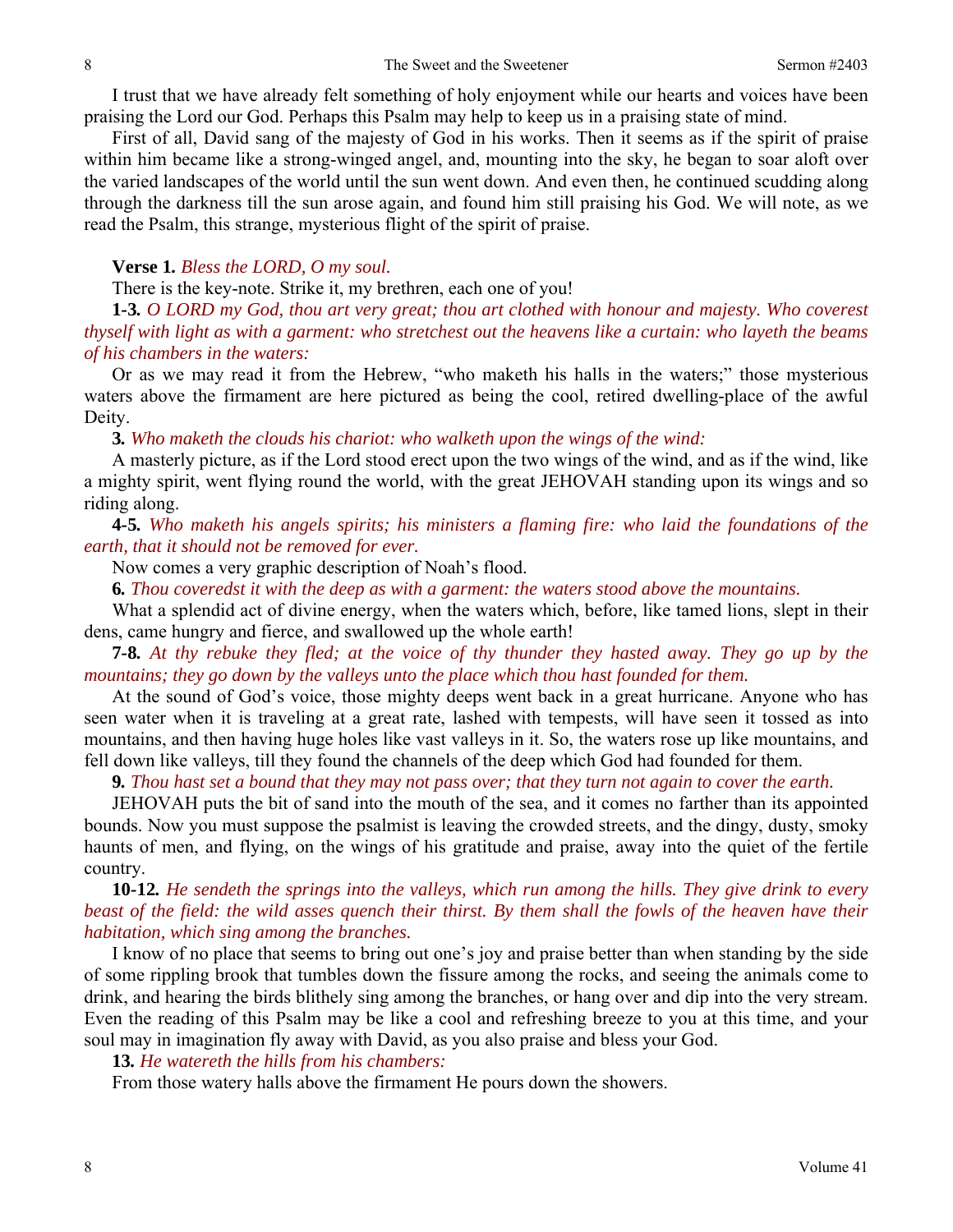I trust that we have already felt something of holy enjoyment while our hearts and voices have been praising the Lord our God. Perhaps this Psalm may help to keep us in a praising state of mind.

First of all, David sang of the majesty of God in his works. Then it seems as if the spirit of praise within him became like a strong-winged angel, and, mounting into the sky, he began to soar aloft over the varied landscapes of the world until the sun went down. And even then, he continued scudding along through the darkness till the sun arose again, and found him still praising his God. We will note, as we read the Psalm, this strange, mysterious flight of the spirit of praise.

**Verse 1.** *Bless the LORD, O my soul.*

There is the key-note. Strike it, my brethren, each one of you!

**1-3.** *O LORD my God, thou art very great; thou art clothed with honour and majesty. Who coverest thyself with light as with a garment: who stretchest out the heavens like a curtain: who layeth the beams of his chambers in the waters:*

Or as we may read it from the Hebrew, "who maketh his halls in the waters;" those mysterious waters above the firmament are here pictured as being the cool, retired dwelling-place of the awful Deity.

**3.** *Who maketh the clouds his chariot: who walketh upon the wings of the wind:*

A masterly picture, as if the Lord stood erect upon the two wings of the wind, and as if the wind, like a mighty spirit, went flying round the world, with the great JEHOVAH standing upon its wings and so riding along.

**4-5.** *Who maketh his angels spirits; his ministers a flaming fire: who laid the foundations of the earth, that it should not be removed for ever.*

Now comes a very graphic description of Noah's flood.

**6.** *Thou coveredst it with the deep as with a garment: the waters stood above the mountains.*

What a splendid act of divine energy, when the waters which, before, like tamed lions, slept in their dens, came hungry and fierce, and swallowed up the whole earth!

**7-8.** *At thy rebuke they fled; at the voice of thy thunder they hasted away. They go up by the mountains; they go down by the valleys unto the place which thou hast founded for them.*

At the sound of God's voice, those mighty deeps went back in a great hurricane. Anyone who has seen water when it is traveling at a great rate, lashed with tempests, will have seen it tossed as into mountains, and then having huge holes like vast valleys in it. So, the waters rose up like mountains, and fell down like valleys, till they found the channels of the deep which God had founded for them.

**9.** *Thou hast set a bound that they may not pass over; that they turn not again to cover the earth.*

JEHOVAH puts the bit of sand into the mouth of the sea, and it comes no farther than its appointed bounds. Now you must suppose the psalmist is leaving the crowded streets, and the dingy, dusty, smoky haunts of men, and flying, on the wings of his gratitude and praise, away into the quiet of the fertile country.

**10-12.** *He sendeth the springs into the valleys, which run among the hills. They give drink to every beast of the field: the wild asses quench their thirst. By them shall the fowls of the heaven have their habitation, which sing among the branches.*

I know of no place that seems to bring out one's joy and praise better than when standing by the side of some rippling brook that tumbles down the fissure among the rocks, and seeing the animals come to drink, and hearing the birds blithely sing among the branches, or hang over and dip into the very stream. Even the reading of this Psalm may be like a cool and refreshing breeze to you at this time, and your soul may in imagination fly away with David, as you also praise and bless your God.

**13.** *He watereth the hills from his chambers:*

From those watery halls above the firmament He pours down the showers.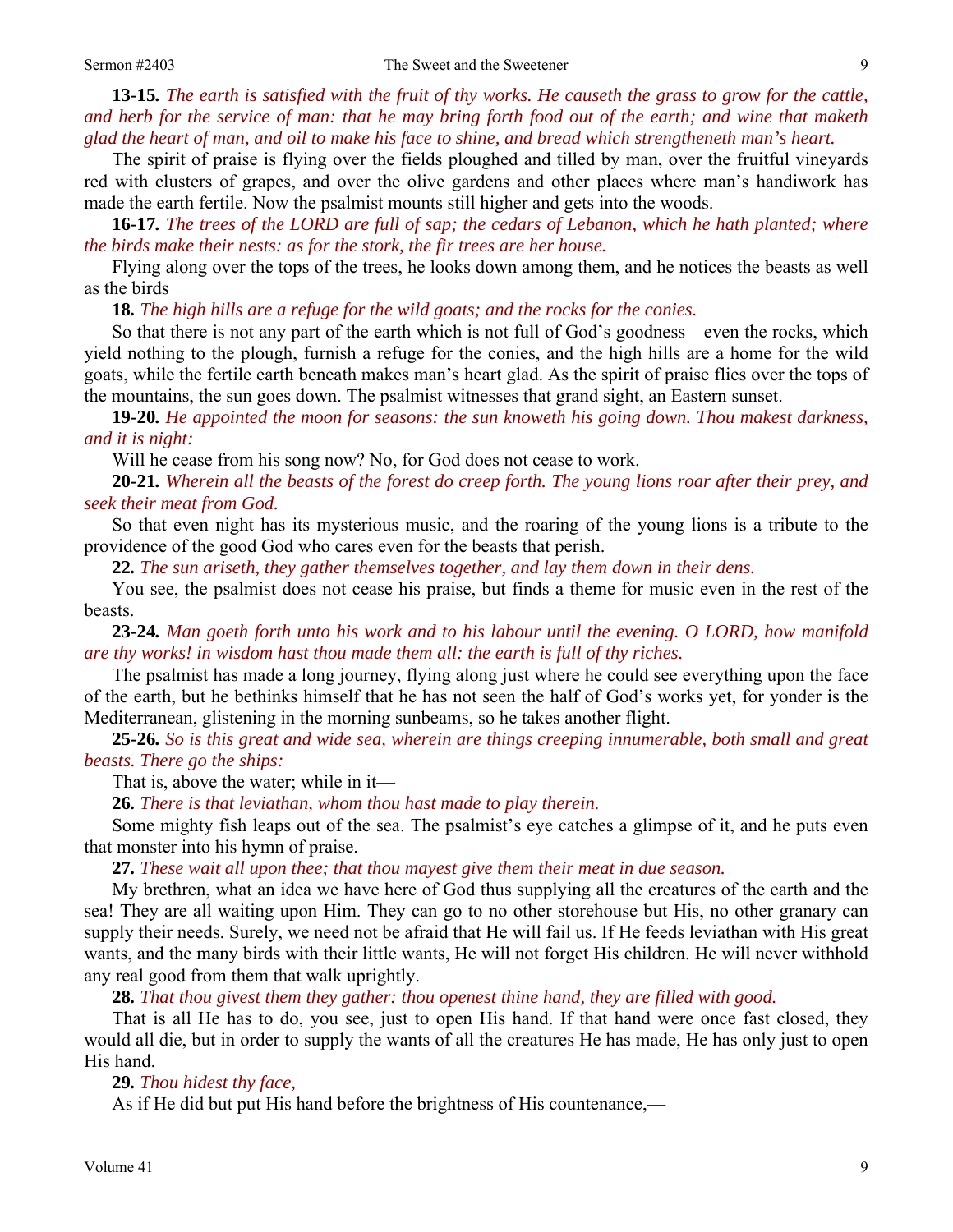**13-15.** *The earth is satisfied with the fruit of thy works. He causeth the grass to grow for the cattle, and herb for the service of man: that he may bring forth food out of the earth; and wine that maketh glad the heart of man, and oil to make his face to shine, and bread which strengtheneth man's heart.*

The spirit of praise is flying over the fields ploughed and tilled by man, over the fruitful vineyards red with clusters of grapes, and over the olive gardens and other places where man's handiwork has made the earth fertile. Now the psalmist mounts still higher and gets into the woods.

**16-17.** *The trees of the LORD are full of sap; the cedars of Lebanon, which he hath planted; where the birds make their nests: as for the stork, the fir trees are her house.*

Flying along over the tops of the trees, he looks down among them, and he notices the beasts as well as the birds

**18.** *The high hills are a refuge for the wild goats; and the rocks for the conies.*

So that there is not any part of the earth which is not full of God's goodness—even the rocks, which yield nothing to the plough, furnish a refuge for the conies, and the high hills are a home for the wild goats, while the fertile earth beneath makes man's heart glad. As the spirit of praise flies over the tops of the mountains, the sun goes down. The psalmist witnesses that grand sight, an Eastern sunset.

**19-20.** *He appointed the moon for seasons: the sun knoweth his going down. Thou makest darkness, and it is night:*

Will he cease from his song now? No, for God does not cease to work.

**20-21.** *Wherein all the beasts of the forest do creep forth. The young lions roar after their prey, and seek their meat from God.*

So that even night has its mysterious music, and the roaring of the young lions is a tribute to the providence of the good God who cares even for the beasts that perish.

**22.** *The sun ariseth, they gather themselves together, and lay them down in their dens.*

You see, the psalmist does not cease his praise, but finds a theme for music even in the rest of the beasts.

**23-24.** *Man goeth forth unto his work and to his labour until the evening. O LORD, how manifold are thy works! in wisdom hast thou made them all: the earth is full of thy riches.*

The psalmist has made a long journey, flying along just where he could see everything upon the face of the earth, but he bethinks himself that he has not seen the half of God's works yet, for yonder is the Mediterranean, glistening in the morning sunbeams, so he takes another flight.

**25-26.** *So is this great and wide sea, wherein are things creeping innumerable, both small and great beasts. There go the ships:*

That is, above the water; while in it—

**26.** *There is that leviathan, whom thou hast made to play therein.*

Some mighty fish leaps out of the sea. The psalmist's eye catches a glimpse of it, and he puts even that monster into his hymn of praise.

**27.** *These wait all upon thee; that thou mayest give them their meat in due season.*

My brethren, what an idea we have here of God thus supplying all the creatures of the earth and the sea! They are all waiting upon Him. They can go to no other storehouse but His, no other granary can supply their needs. Surely, we need not be afraid that He will fail us. If He feeds leviathan with His great wants, and the many birds with their little wants, He will not forget His children. He will never withhold any real good from them that walk uprightly.

**28.** *That thou givest them they gather: thou openest thine hand, they are filled with good.*

That is all He has to do, you see, just to open His hand. If that hand were once fast closed, they would all die, but in order to supply the wants of all the creatures He has made, He has only just to open His hand.

**29.** *Thou hidest thy face,*

As if He did but put His hand before the brightness of His countenance,—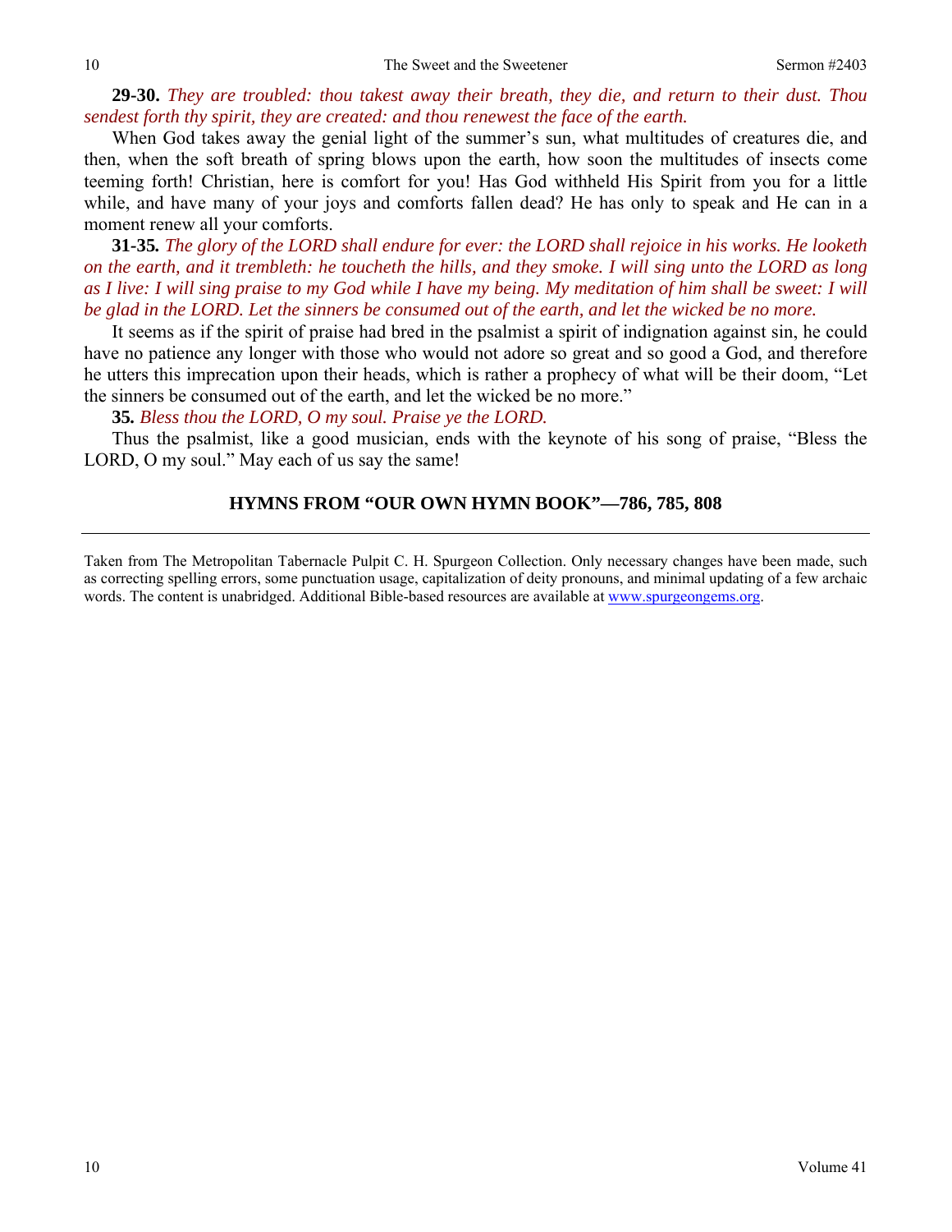**29-30.** *They are troubled: thou takest away their breath, they die, and return to their dust. Thou sendest forth thy spirit, they are created: and thou renewest the face of the earth.*

When God takes away the genial light of the summer's sun, what multitudes of creatures die, and then, when the soft breath of spring blows upon the earth, how soon the multitudes of insects come teeming forth! Christian, here is comfort for you! Has God withheld His Spirit from you for a little while, and have many of your joys and comforts fallen dead? He has only to speak and He can in a moment renew all your comforts.

**31-35.** *The glory of the LORD shall endure for ever: the LORD shall rejoice in his works. He looketh on the earth, and it trembleth: he toucheth the hills, and they smoke. I will sing unto the LORD as long as I live: I will sing praise to my God while I have my being. My meditation of him shall be sweet: I will be glad in the LORD. Let the sinners be consumed out of the earth, and let the wicked be no more.*

It seems as if the spirit of praise had bred in the psalmist a spirit of indignation against sin, he could have no patience any longer with those who would not adore so great and so good a God, and therefore he utters this imprecation upon their heads, which is rather a prophecy of what will be their doom, "Let the sinners be consumed out of the earth, and let the wicked be no more."

**35.** *Bless thou the LORD, O my soul. Praise ye the LORD.*

Thus the psalmist, like a good musician, ends with the keynote of his song of praise, "Bless the LORD, O my soul." May each of us say the same!

### HYMNS FROM "OUR OWN HYMN BOOK"—786, 785, 808

---

Taken from The Metropolitan Tabernacle Pulpit C. H. Spurgeon Collection. Only necessary changes have been made, such as correcting spelling errors, some punctuation usage, capitalization of deity pronouns, and minimal updating of a few archaic words. The content is unabridged. Additional Bible-based resources are available at www.spurgeongems.org.